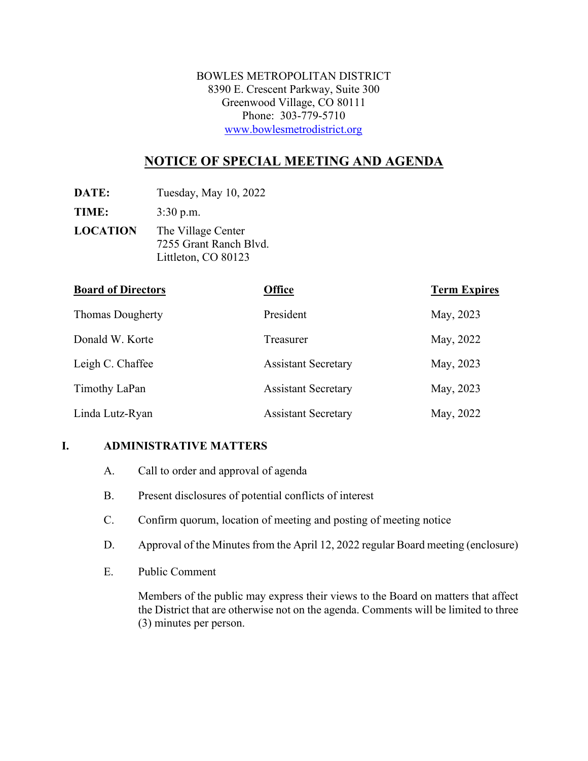BOWLES METROPOLITAN DISTRICT
8390 E. Crescent Parkway, Suite 300
Greenwood Village, CO 80111
Phone: 303-779-5710
www.bowlesmetrodistrict.org

# NOTICE OF SPECIAL MEETING AND AGENDA

**DATE:** Tuesday, May 10, 2022

**TIME:** 3:30 p.m.

**LOCATION** The Village Center
7255 Grant Ranch Blvd.
Littleton, CO 80123

| Board of Directors | Office | Term Expires |
| --- | --- | --- |
| Thomas Dougherty | President | May, 2023 |
| Donald W. Korte | Treasurer | May, 2022 |
| Leigh C. Chaffee | Assistant Secretary | May, 2023 |
| Timothy LaPan | Assistant Secretary | May, 2023 |
| Linda Lutz-Ryan | Assistant Secretary | May, 2022 |

## I. ADMINISTRATIVE MATTERS

A. Call to order and approval of agenda

B. Present disclosures of potential conflicts of interest

C. Confirm quorum, location of meeting and posting of meeting notice

D. Approval of the Minutes from the April 12, 2022 regular Board meeting (enclosure)

E. Public Comment

Members of the public may express their views to the Board on matters that affect the District that are otherwise not on the agenda. Comments will be limited to three (3) minutes per person.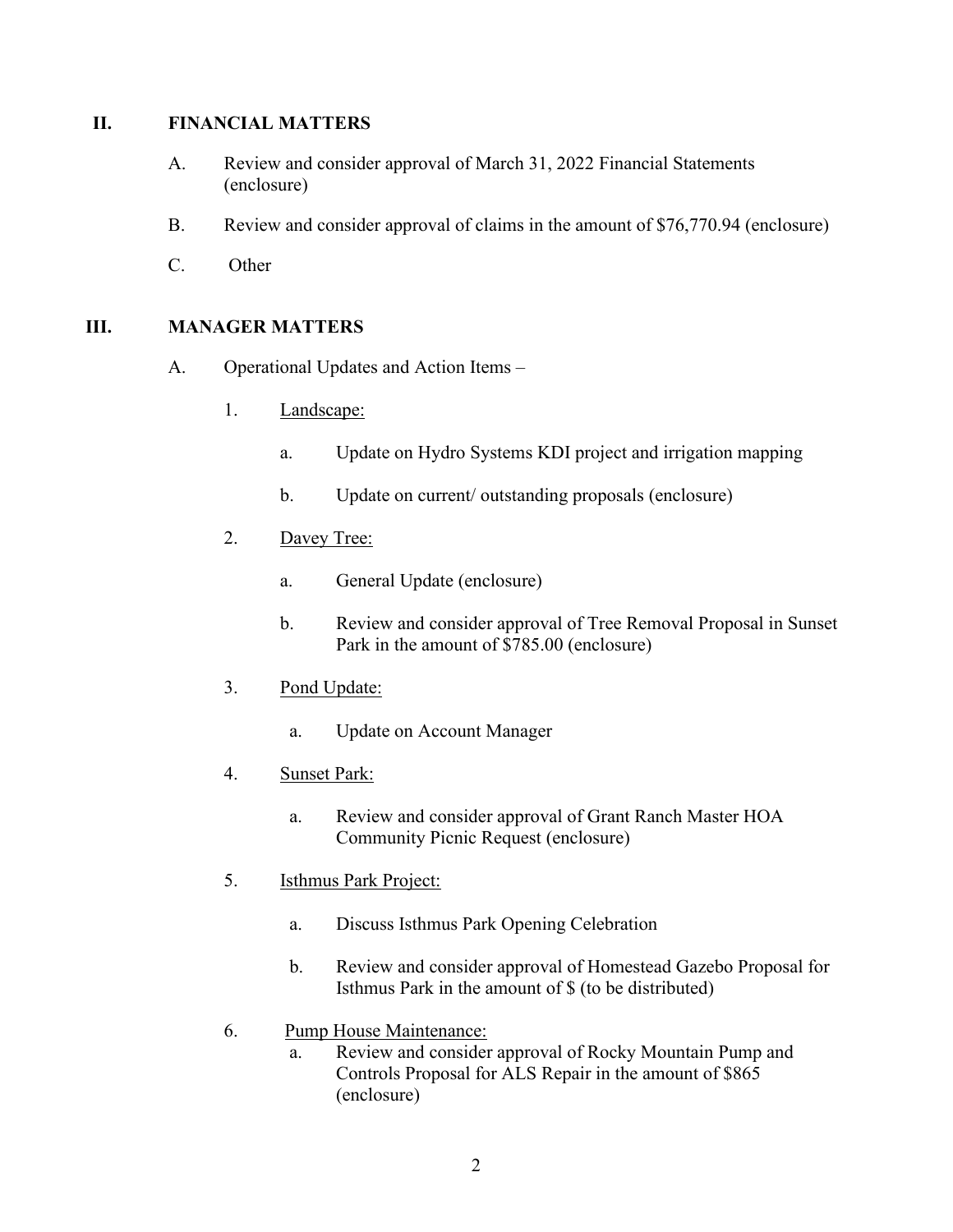## II. FINANCIAL MATTERS

A. Review and consider approval of March 31, 2022 Financial Statements (enclosure)

B. Review and consider approval of claims in the amount of $76,770.94 (enclosure)

C. Other

## III. MANAGER MATTERS

A. Operational Updates and Action Items –

1. Landscape:

   a. Update on Hydro Systems KDI project and irrigation mapping

   b. Update on current/ outstanding proposals (enclosure)

2. Davey Tree:

   a. General Update (enclosure)

   b. Review and consider approval of Tree Removal Proposal in Sunset Park in the amount of $785.00 (enclosure)

3. Pond Update:

   a. Update on Account Manager

4. Sunset Park:

   a. Review and consider approval of Grant Ranch Master HOA Community Picnic Request (enclosure)

5. Isthmus Park Project:

   a. Discuss Isthmus Park Opening Celebration

   b. Review and consider approval of Homestead Gazebo Proposal for Isthmus Park in the amount of $ (to be distributed)

6. Pump House Maintenance:

   a. Review and consider approval of Rocky Mountain Pump and Controls Proposal for ALS Repair in the amount of $865 (enclosure)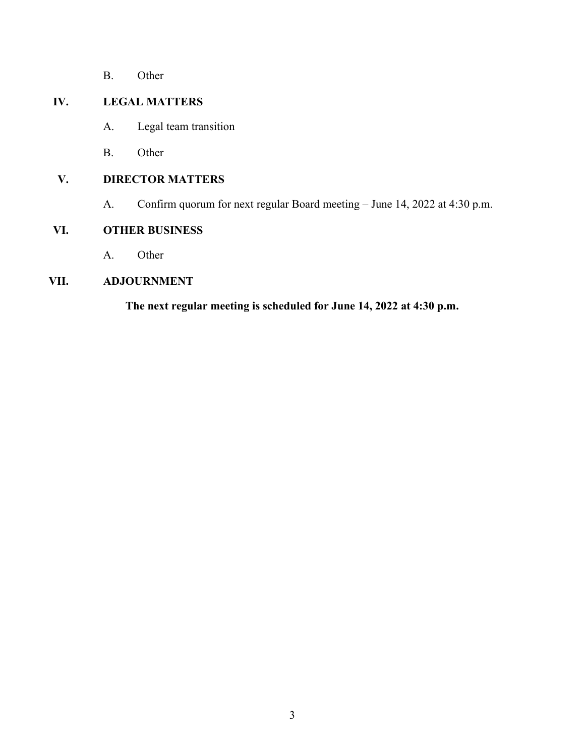B. Other

## IV. LEGAL MATTERS

A. Legal team transition

B. Other

## V. DIRECTOR MATTERS

A. Confirm quorum for next regular Board meeting – June 14, 2022 at 4:30 p.m.

## VI. OTHER BUSINESS

A. Other

## VII. ADJOURNMENT

**The next regular meeting is scheduled for June 14, 2022 at 4:30 p.m.**